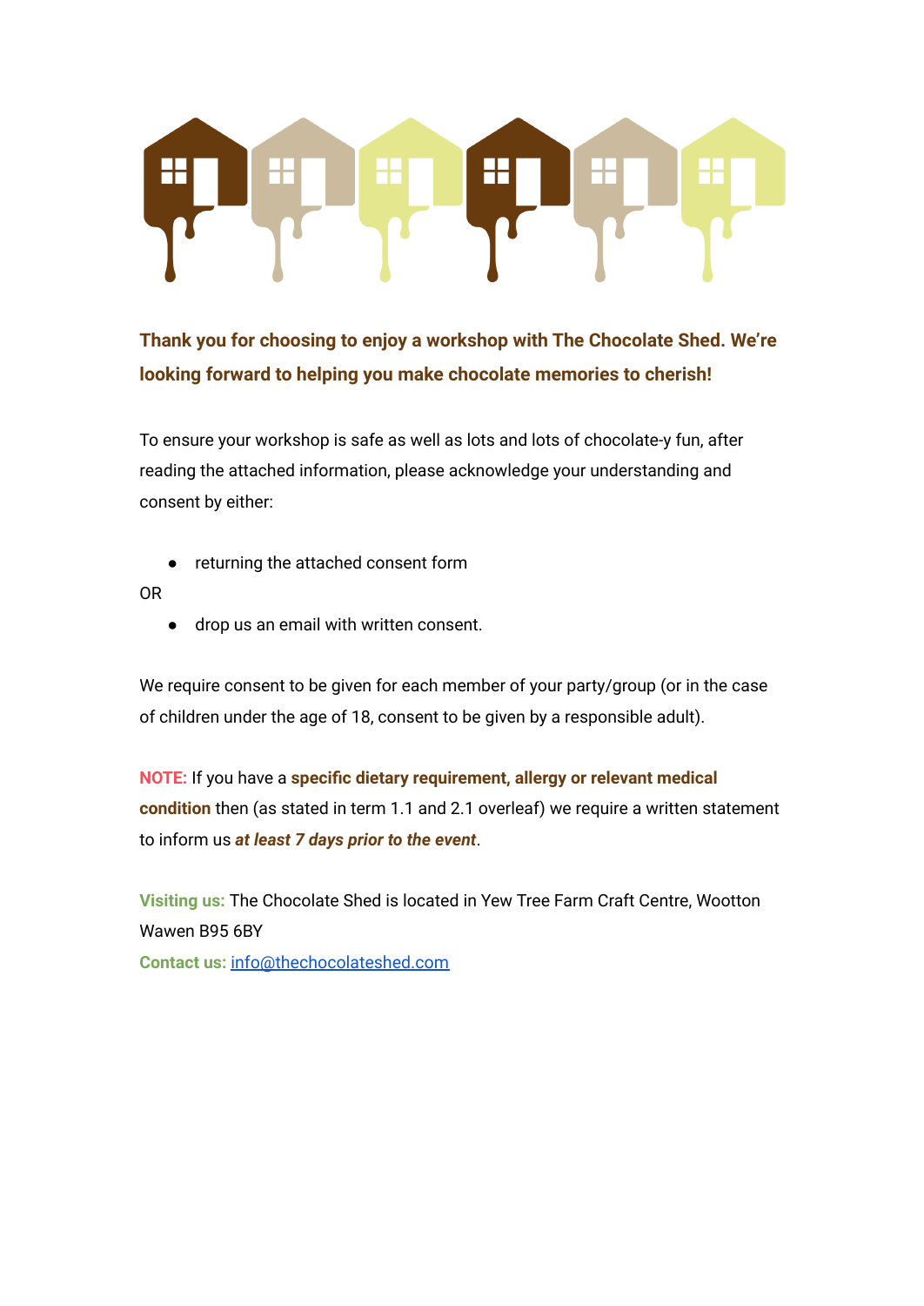**Thank you for choosing to enjoy a workshop with The Chocolate Shed. We're looking forward to helping you make chocolate memories to cherish!**

To ensure your workshop is safe as well as lots and lots of chocolate-y fun, after reading the attached information, please acknowledge your understanding and consent by either:

- returning the attached consent form

OR

- drop us an email with written consent.

We require consent to be given for each member of your party/group (or in the case of children under the age of 18, consent to be given by a responsible adult).

**NOTE:** If you have a **specific dietary requirement, allergy or relevant medical condition** then (as stated in term 1.1 and 2.1 overleaf) we require a written statement to inform us ***at least 7 days prior to the event***.

**Visiting us:** The Chocolate Shed is located in Yew Tree Farm Craft Centre, Wootton Wawen B95 6BY
**Contact us:** info@thechocolateshed.com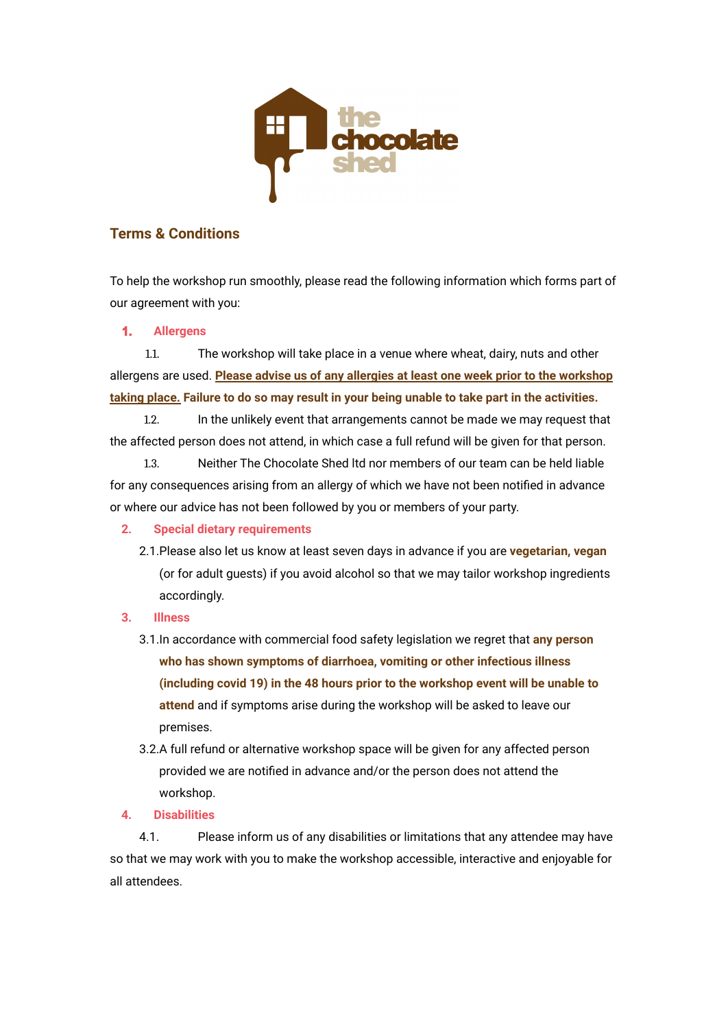## Terms & Conditions

To help the workshop run smoothly, please read the following information which forms part of our agreement with you:

### 1. Allergens

1.1. The workshop will take place in a venue where wheat, dairy, nuts and other allergens are used. **Please advise us of any allergies at least one week prior to the workshop taking place. Failure to do so may result in your being unable to take part in the activities.**

1.2. In the unlikely event that arrangements cannot be made we may request that the affected person does not attend, in which case a full refund will be given for that person.

1.3. Neither The Chocolate Shed ltd nor members of our team can be held liable for any consequences arising from an allergy of which we have not been notified in advance or where our advice has not been followed by you or members of your party.

### 2. Special dietary requirements

2.1. Please also let us know at least seven days in advance if you are **vegetarian, vegan** (or for adult guests) if you avoid alcohol so that we may tailor workshop ingredients accordingly.

### 3. Illness

3.1. In accordance with commercial food safety legislation we regret that **any person who has shown symptoms of diarrhoea, vomiting or other infectious illness (including covid 19) in the 48 hours prior to the workshop event will be unable to attend** and if symptoms arise during the workshop will be asked to leave our premises.

3.2. A full refund or alternative workshop space will be given for any affected person provided we are notified in advance and/or the person does not attend the workshop.

### 4. Disabilities

4.1. Please inform us of any disabilities or limitations that any attendee may have so that we may work with you to make the workshop accessible, interactive and enjoyable for all attendees.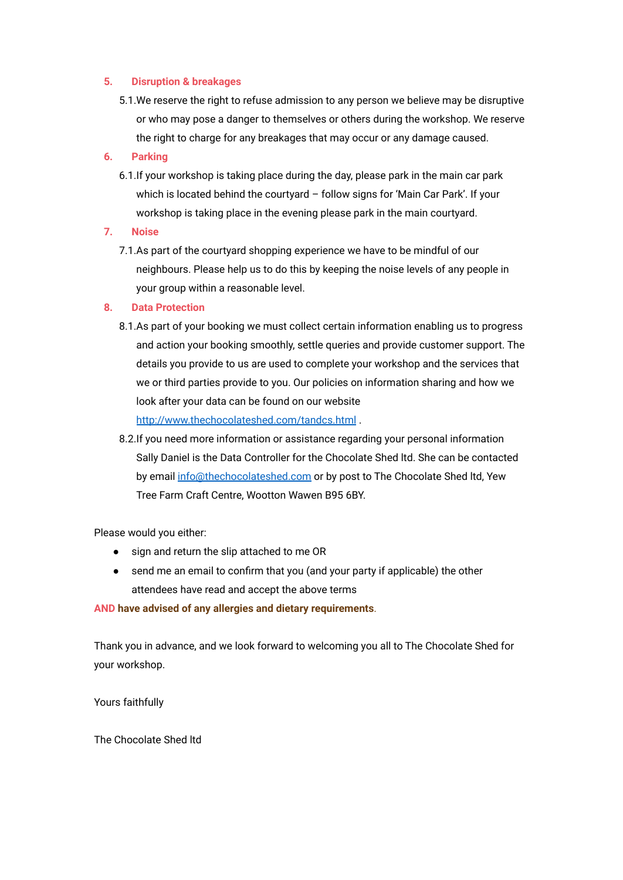## 5. Disruption & breakages

5.1. We reserve the right to refuse admission to any person we believe may be disruptive or who may pose a danger to themselves or others during the workshop. We reserve the right to charge for any breakages that may occur or any damage caused.

## 6. Parking

6.1. If your workshop is taking place during the day, please park in the main car park which is located behind the courtyard – follow signs for 'Main Car Park'. If your workshop is taking place in the evening please park in the main courtyard.

## 7. Noise

7.1. As part of the courtyard shopping experience we have to be mindful of our neighbours. Please help us to do this by keeping the noise levels of any people in your group within a reasonable level.

## 8. Data Protection

8.1. As part of your booking we must collect certain information enabling us to progress and action your booking smoothly, settle queries and provide customer support. The details you provide to us are used to complete your workshop and the services that we or third parties provide to you. Our policies on information sharing and how we look after your data can be found on our website [http://www.thechocolateshed.com/tandcs.html](http://www.thechocolateshed.com/tandcs.html) .

8.2. If you need more information or assistance regarding your personal information Sally Daniel is the Data Controller for the Chocolate Shed ltd. She can be contacted by email [info@thechocolateshed.com](mailto:info@thechocolateshed.com) or by post to The Chocolate Shed ltd, Yew Tree Farm Craft Centre, Wootton Wawen B95 6BY.

Please would you either:

- sign and return the slip attached to me OR
- send me an email to confirm that you (and your party if applicable) the other attendees have read and accept the above terms

**AND have advised of any allergies and dietary requirements**.

Thank you in advance, and we look forward to welcoming you all to The Chocolate Shed for your workshop.

Yours faithfully

The Chocolate Shed ltd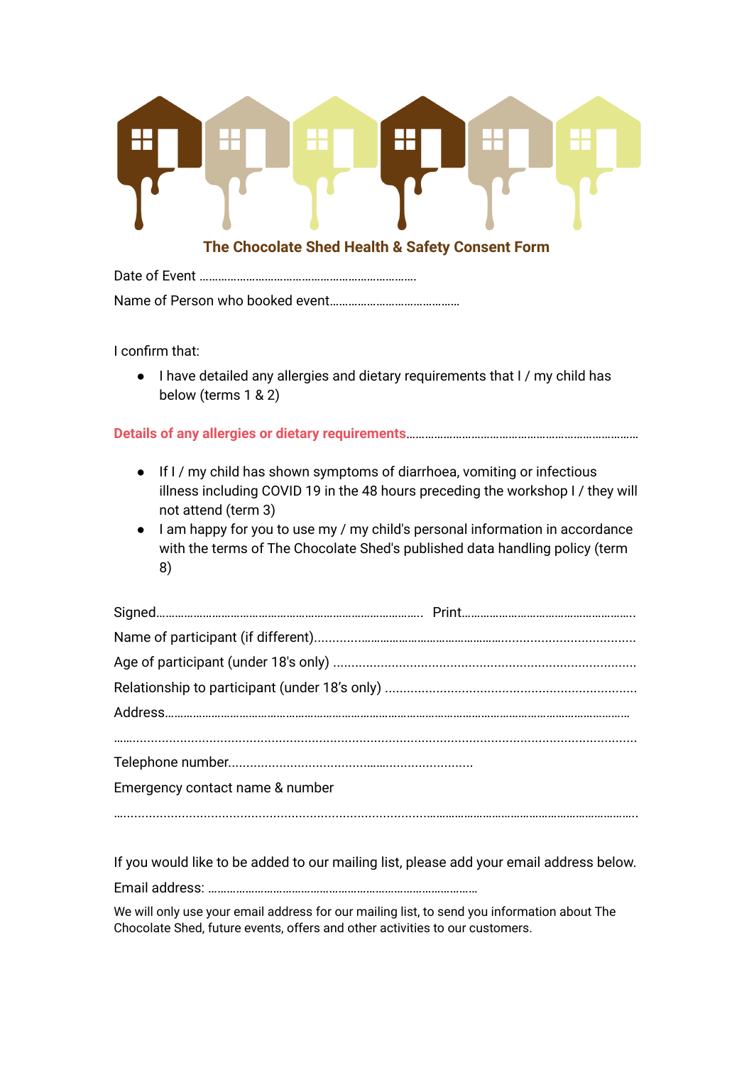## The Chocolate Shed Health & Safety Consent Form

Date of Event ……………………………………………………………

Name of Person who booked event……………………………………

I confirm that:

- I have detailed any allergies and dietary requirements that I / my child has below (terms 1 & 2)

**Details of any allergies or dietary requirements**…………………………………………………………………

- If I / my child has shown symptoms of diarrhoea, vomiting or infectious illness including COVID 19 in the 48 hours preceding the workshop I / they will not attend (term 3)
- I am happy for you to use my / my child's personal information in accordance with the terms of The Chocolate Shed's published data handling policy (term 8)

Signed………………………………………………………………………… Print…………………………………………….

Name of participant (if different)...........……………………………………….................................

Age of participant (under 18's only) ..................................................................................

Relationship to participant (under 18's only) ....................................................................

Address………………………………………………………………………………………………………………

……..........................................................................................................................................

Telephone number.................................................................

Emergency contact name & number

…..................................................................................………………………………………………………..

If you would like to be added to our mailing list, please add your email address below.

Email address: ……………………………………………………………………………

We will only use your email address for our mailing list, to send you information about The Chocolate Shed, future events, offers and other activities to our customers.